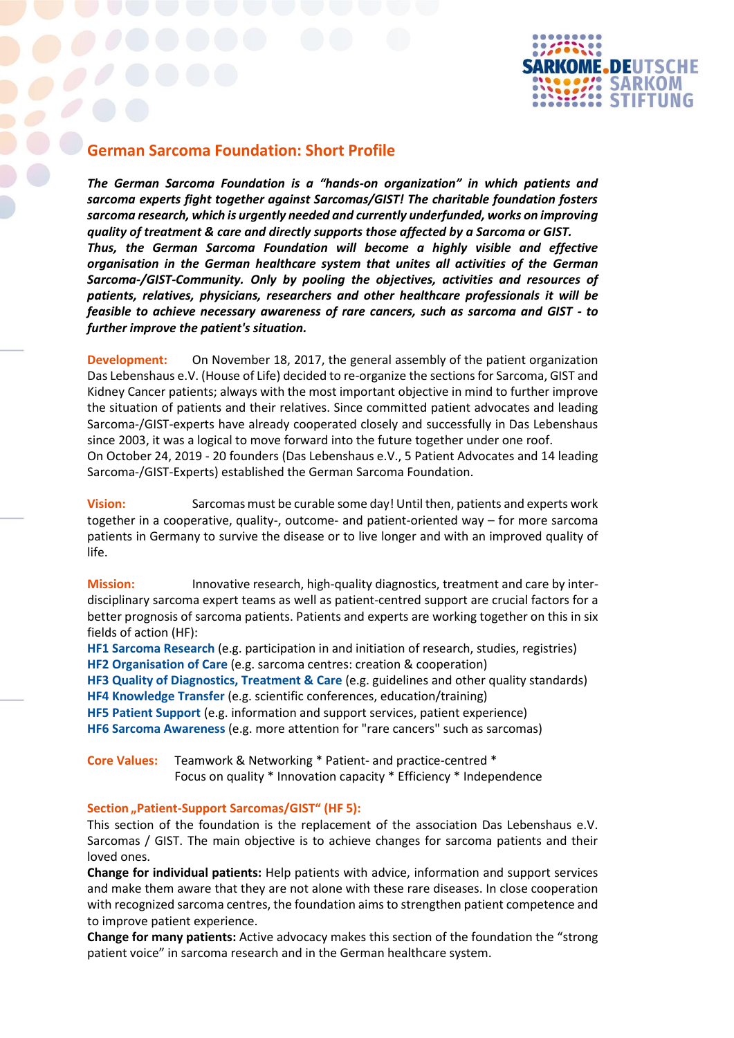## German Sarcoma Foundation: Short Profile

***The German Sarcoma Foundation is a "hands-on organization" in which patients and sarcoma experts fight together against Sarcomas/GIST! The charitable foundation fosters sarcoma research, which is urgently needed and currently underfunded, works on improving quality of treatment & care and directly supports those affected by a Sarcoma or GIST. Thus, the German Sarcoma Foundation will become a highly visible and effective organisation in the German healthcare system that unites all activities of the German Sarcoma-/GIST-Community. Only by pooling the objectives, activities and resources of patients, relatives, physicians, researchers and other healthcare professionals it will be feasible to achieve necessary awareness of rare cancers, such as sarcoma and GIST - to further improve the patient's situation.***

**Development:** On November 18, 2017, the general assembly of the patient organization Das Lebenshaus e.V. (House of Life) decided to re-organize the sections for Sarcoma, GIST and Kidney Cancer patients; always with the most important objective in mind to further improve the situation of patients and their relatives. Since committed patient advocates and leading Sarcoma-/GIST-experts have already cooperated closely and successfully in Das Lebenshaus since 2003, it was a logical to move forward into the future together under one roof.
On October 24, 2019 - 20 founders (Das Lebenshaus e.V., 5 Patient Advocates and 14 leading Sarcoma-/GIST-Experts) established the German Sarcoma Foundation.

**Vision:** Sarcomas must be curable some day! Until then, patients and experts work together in a cooperative, quality-, outcome- and patient-oriented way – for more sarcoma patients in Germany to survive the disease or to live longer and with an improved quality of life.

**Mission:** Innovative research, high-quality diagnostics, treatment and care by inter-disciplinary sarcoma expert teams as well as patient-centred support are crucial factors for a better prognosis of sarcoma patients. Patients and experts are working together on this in six fields of action (HF):

**HF1 Sarcoma Research** (e.g. participation in and initiation of research, studies, registries)
**HF2 Organisation of Care** (e.g. sarcoma centres: creation & cooperation)
**HF3 Quality of Diagnostics, Treatment & Care** (e.g. guidelines and other quality standards)
**HF4 Knowledge Transfer** (e.g. scientific conferences, education/training)
**HF5 Patient Support** (e.g. information and support services, patient experience)
**HF6 Sarcoma Awareness** (e.g. more attention for "rare cancers" such as sarcomas)

**Core Values:** Teamwork & Networking * Patient- and practice-centred * Focus on quality * Innovation capacity * Efficiency * Independence

**Section „Patient-Support Sarcomas/GIST" (HF 5):**
This section of the foundation is the replacement of the association Das Lebenshaus e.V. Sarcomas / GIST. The main objective is to achieve changes for sarcoma patients and their loved ones.
**Change for individual patients:** Help patients with advice, information and support services and make them aware that they are not alone with these rare diseases. In close cooperation with recognized sarcoma centres, the foundation aims to strengthen patient competence and to improve patient experience.
**Change for many patients:** Active advocacy makes this section of the foundation the "strong patient voice" in sarcoma research and in the German healthcare system.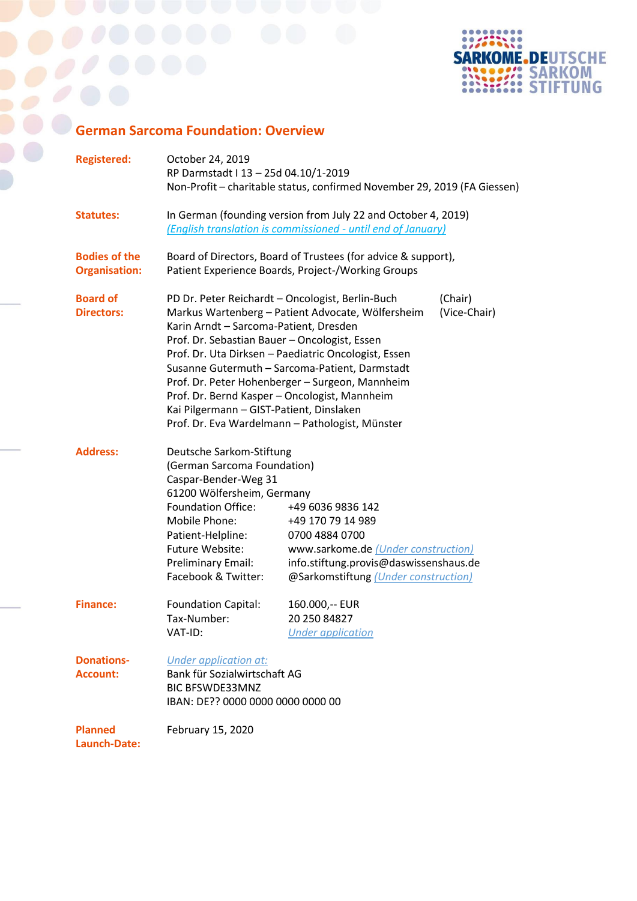## German Sarcoma Foundation: Overview

| | |
|---|---|
| **Registered:** | October 24, 2019<br>RP Darmstadt I 13 – 25d 04.10/1-2019<br>Non-Profit – charitable status, confirmed November 29, 2019 (FA Giessen) |
| **Statutes:** | In German (founding version from July 22 and October 4, 2019)<br>*(English translation is commissioned - until end of January)* |
| **Bodies of the Organisation:** | Board of Directors, Board of Trustees (for advice & support),<br>Patient Experience Boards, Project-/Working Groups |
| **Board of Directors:** | PD Dr. Peter Reichardt – Oncologist, Berlin-Buch (Chair)<br>Markus Wartenberg – Patient Advocate, Wölfersheim (Vice-Chair)<br>Karin Arndt – Sarcoma-Patient, Dresden<br>Prof. Dr. Sebastian Bauer – Oncologist, Essen<br>Prof. Dr. Uta Dirksen – Paediatric Oncologist, Essen<br>Susanne Gutermuth – Sarcoma-Patient, Darmstadt<br>Prof. Dr. Peter Hohenberger – Surgeon, Mannheim<br>Prof. Dr. Bernd Kasper – Oncologist, Mannheim<br>Kai Pilgermann – GIST-Patient, Dinslaken<br>Prof. Dr. Eva Wardelmann – Pathologist, Münster |
| **Address:** | Deutsche Sarkom-Stiftung<br>(German Sarcoma Foundation)<br>Caspar-Bender-Weg 31<br>61200 Wölfersheim, Germany<br>Foundation Office: +49 6036 9836 142<br>Mobile Phone: +49 170 79 14 989<br>Patient-Helpline: 0700 4884 0700<br>Future Website: www.sarkome.de *(Under construction)*<br>Preliminary Email: info.stiftung.provis@daswissenshaus.de<br>Facebook & Twitter: @Sarkomstiftung *(Under construction)* |
| **Finance:** | Foundation Capital: 160.000,-- EUR<br>Tax-Number: 20 250 84827<br>VAT-ID: *Under application* |
| **Donations-Account:** | *Under application at:*<br>Bank für Sozialwirtschaft AG<br>BIC BFSWDE33MNZ<br>IBAN: DE?? 0000 0000 0000 0000 00 |
| **Planned Launch-Date:** | February 15, 2020 |